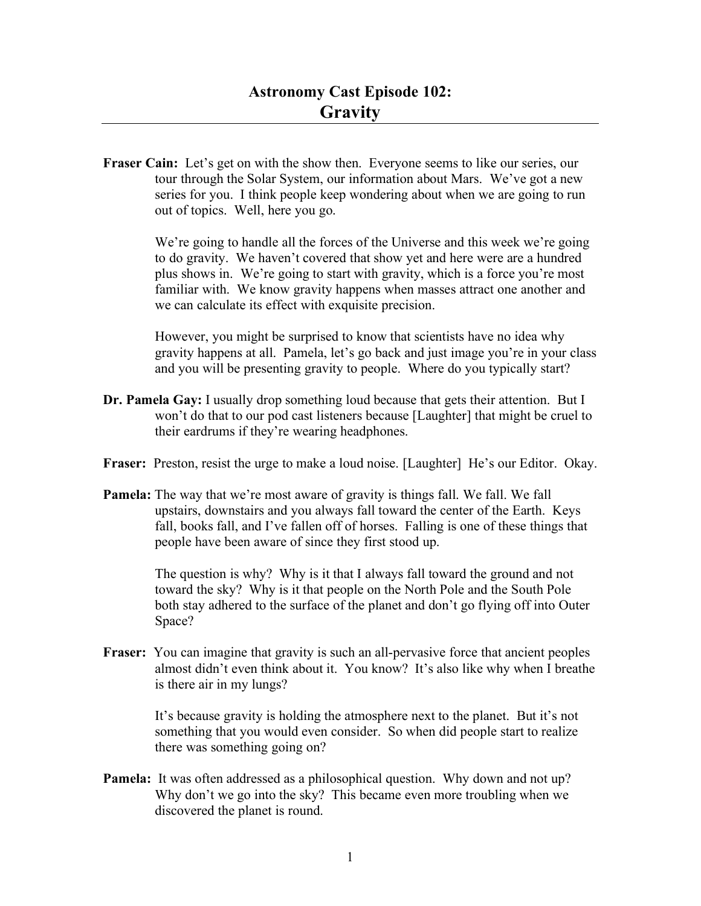# Astronomy Cast Episode 102:
## Gravity

**Fraser Cain:** Let's get on with the show then. Everyone seems to like our series, our tour through the Solar System, our information about Mars. We've got a new series for you. I think people keep wondering about when we are going to run out of topics. Well, here you go.

We're going to handle all the forces of the Universe and this week we're going to do gravity. We haven't covered that show yet and here were are a hundred plus shows in. We're going to start with gravity, which is a force you're most familiar with. We know gravity happens when masses attract one another and we can calculate its effect with exquisite precision.

However, you might be surprised to know that scientists have no idea why gravity happens at all. Pamela, let's go back and just image you're in your class and you will be presenting gravity to people. Where do you typically start?

**Dr. Pamela Gay:** I usually drop something loud because that gets their attention. But I won't do that to our pod cast listeners because [Laughter] that might be cruel to their eardrums if they're wearing headphones.

**Fraser:** Preston, resist the urge to make a loud noise. [Laughter] He's our Editor. Okay.

**Pamela:** The way that we're most aware of gravity is things fall. We fall. We fall upstairs, downstairs and you always fall toward the center of the Earth. Keys fall, books fall, and I've fallen off of horses. Falling is one of these things that people have been aware of since they first stood up.

The question is why? Why is it that I always fall toward the ground and not toward the sky? Why is it that people on the North Pole and the South Pole both stay adhered to the surface of the planet and don't go flying off into Outer Space?

**Fraser:** You can imagine that gravity is such an all-pervasive force that ancient peoples almost didn't even think about it. You know? It's also like why when I breathe is there air in my lungs?

It's because gravity is holding the atmosphere next to the planet. But it's not something that you would even consider. So when did people start to realize there was something going on?

**Pamela:** It was often addressed as a philosophical question. Why down and not up? Why don't we go into the sky? This became even more troubling when we discovered the planet is round.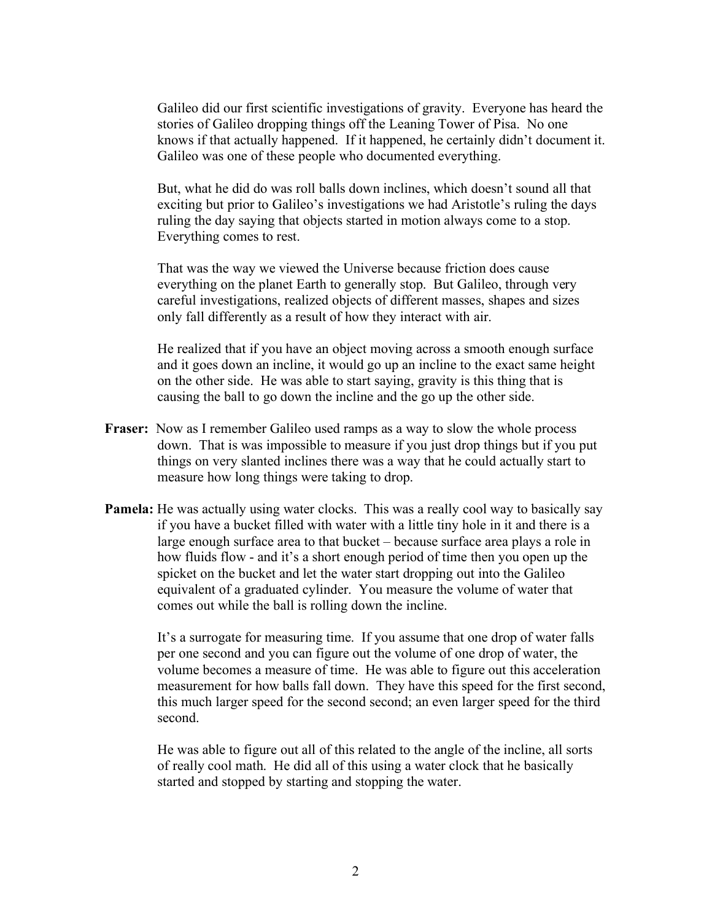Galileo did our first scientific investigations of gravity. Everyone has heard the stories of Galileo dropping things off the Leaning Tower of Pisa. No one knows if that actually happened. If it happened, he certainly didn't document it. Galileo was one of these people who documented everything.

But, what he did do was roll balls down inclines, which doesn't sound all that exciting but prior to Galileo's investigations we had Aristotle's ruling the days ruling the day saying that objects started in motion always come to a stop. Everything comes to rest.

That was the way we viewed the Universe because friction does cause everything on the planet Earth to generally stop. But Galileo, through very careful investigations, realized objects of different masses, shapes and sizes only fall differently as a result of how they interact with air.

He realized that if you have an object moving across a smooth enough surface and it goes down an incline, it would go up an incline to the exact same height on the other side. He was able to start saying, gravity is this thing that is causing the ball to go down the incline and the go up the other side.

**Fraser:** Now as I remember Galileo used ramps as a way to slow the whole process down. That is was impossible to measure if you just drop things but if you put things on very slanted inclines there was a way that he could actually start to measure how long things were taking to drop.

**Pamela:** He was actually using water clocks. This was a really cool way to basically say if you have a bucket filled with water with a little tiny hole in it and there is a large enough surface area to that bucket – because surface area plays a role in how fluids flow - and it's a short enough period of time then you open up the spicket on the bucket and let the water start dropping out into the Galileo equivalent of a graduated cylinder. You measure the volume of water that comes out while the ball is rolling down the incline.

It's a surrogate for measuring time. If you assume that one drop of water falls per one second and you can figure out the volume of one drop of water, the volume becomes a measure of time. He was able to figure out this acceleration measurement for how balls fall down. They have this speed for the first second, this much larger speed for the second second; an even larger speed for the third second.

He was able to figure out all of this related to the angle of the incline, all sorts of really cool math. He did all of this using a water clock that he basically started and stopped by starting and stopping the water.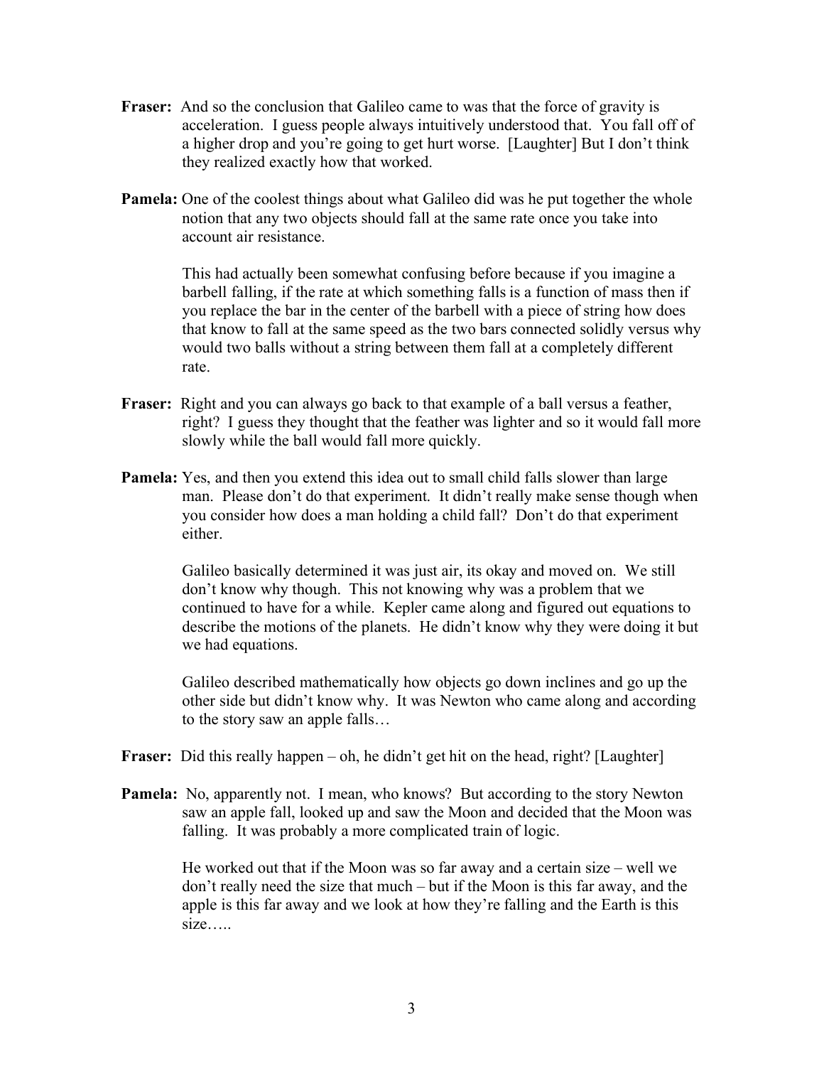**Fraser:** And so the conclusion that Galileo came to was that the force of gravity is acceleration. I guess people always intuitively understood that. You fall off of a higher drop and you're going to get hurt worse. [Laughter] But I don't think they realized exactly how that worked.

**Pamela:** One of the coolest things about what Galileo did was he put together the whole notion that any two objects should fall at the same rate once you take into account air resistance.

This had actually been somewhat confusing before because if you imagine a barbell falling, if the rate at which something falls is a function of mass then if you replace the bar in the center of the barbell with a piece of string how does that know to fall at the same speed as the two bars connected solidly versus why would two balls without a string between them fall at a completely different rate.

**Fraser:** Right and you can always go back to that example of a ball versus a feather, right? I guess they thought that the feather was lighter and so it would fall more slowly while the ball would fall more quickly.

**Pamela:** Yes, and then you extend this idea out to small child falls slower than large man. Please don't do that experiment. It didn't really make sense though when you consider how does a man holding a child fall? Don't do that experiment either.

Galileo basically determined it was just air, its okay and moved on. We still don't know why though. This not knowing why was a problem that we continued to have for a while. Kepler came along and figured out equations to describe the motions of the planets. He didn't know why they were doing it but we had equations.

Galileo described mathematically how objects go down inclines and go up the other side but didn't know why. It was Newton who came along and according to the story saw an apple falls…

**Fraser:** Did this really happen – oh, he didn't get hit on the head, right? [Laughter]

**Pamela:** No, apparently not. I mean, who knows? But according to the story Newton saw an apple fall, looked up and saw the Moon and decided that the Moon was falling. It was probably a more complicated train of logic.

He worked out that if the Moon was so far away and a certain size – well we don't really need the size that much – but if the Moon is this far away, and the apple is this far away and we look at how they're falling and the Earth is this size…..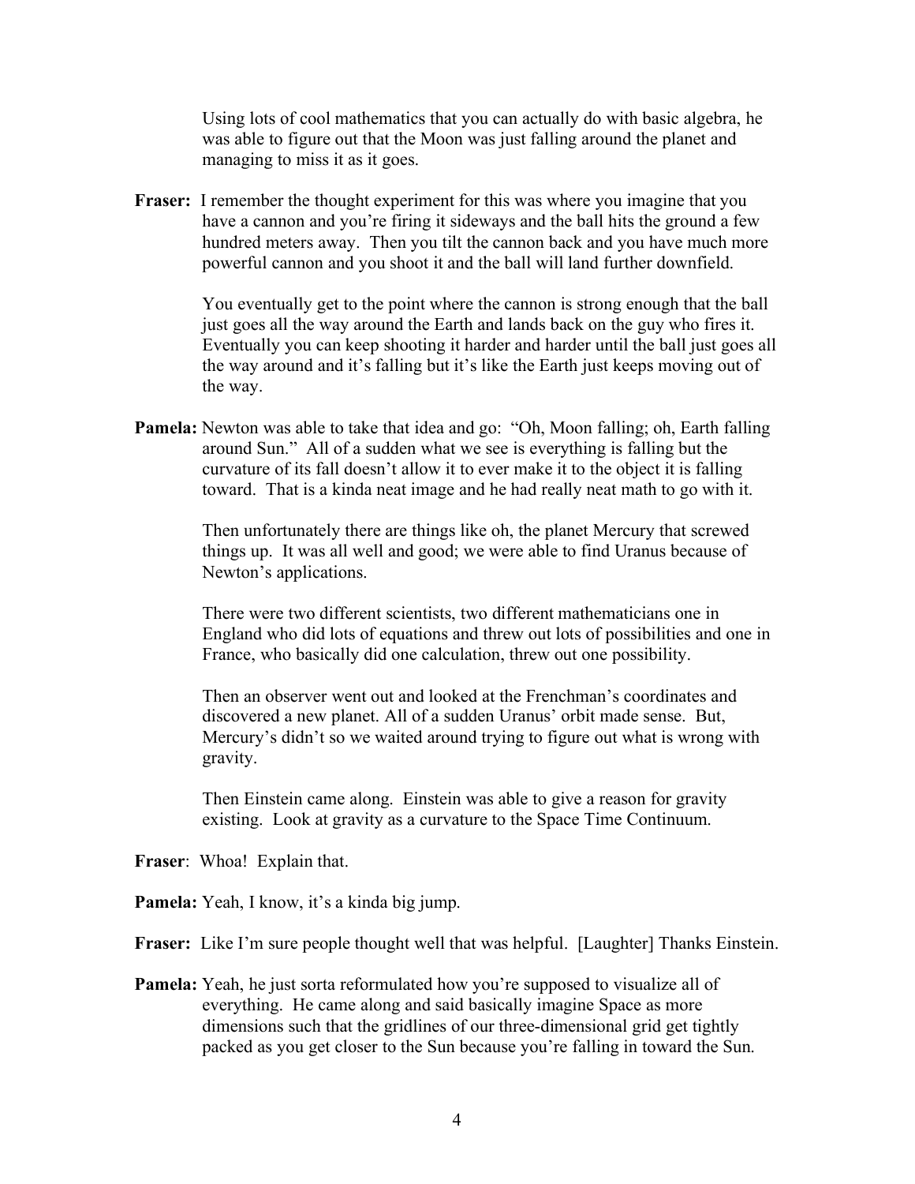Using lots of cool mathematics that you can actually do with basic algebra, he was able to figure out that the Moon was just falling around the planet and managing to miss it as it goes.

**Fraser:** I remember the thought experiment for this was where you imagine that you have a cannon and you're firing it sideways and the ball hits the ground a few hundred meters away. Then you tilt the cannon back and you have much more powerful cannon and you shoot it and the ball will land further downfield.

You eventually get to the point where the cannon is strong enough that the ball just goes all the way around the Earth and lands back on the guy who fires it. Eventually you can keep shooting it harder and harder until the ball just goes all the way around and it's falling but it's like the Earth just keeps moving out of the way.

**Pamela:** Newton was able to take that idea and go: "Oh, Moon falling; oh, Earth falling around Sun." All of a sudden what we see is everything is falling but the curvature of its fall doesn't allow it to ever make it to the object it is falling toward. That is a kinda neat image and he had really neat math to go with it.

Then unfortunately there are things like oh, the planet Mercury that screwed things up. It was all well and good; we were able to find Uranus because of Newton's applications.

There were two different scientists, two different mathematicians one in England who did lots of equations and threw out lots of possibilities and one in France, who basically did one calculation, threw out one possibility.

Then an observer went out and looked at the Frenchman's coordinates and discovered a new planet. All of a sudden Uranus' orbit made sense. But, Mercury's didn't so we waited around trying to figure out what is wrong with gravity.

Then Einstein came along. Einstein was able to give a reason for gravity existing. Look at gravity as a curvature to the Space Time Continuum.

**Fraser**: Whoa! Explain that.

**Pamela:** Yeah, I know, it's a kinda big jump.

**Fraser:** Like I'm sure people thought well that was helpful. [Laughter] Thanks Einstein.

**Pamela:** Yeah, he just sorta reformulated how you're supposed to visualize all of everything. He came along and said basically imagine Space as more dimensions such that the gridlines of our three-dimensional grid get tightly packed as you get closer to the Sun because you're falling in toward the Sun.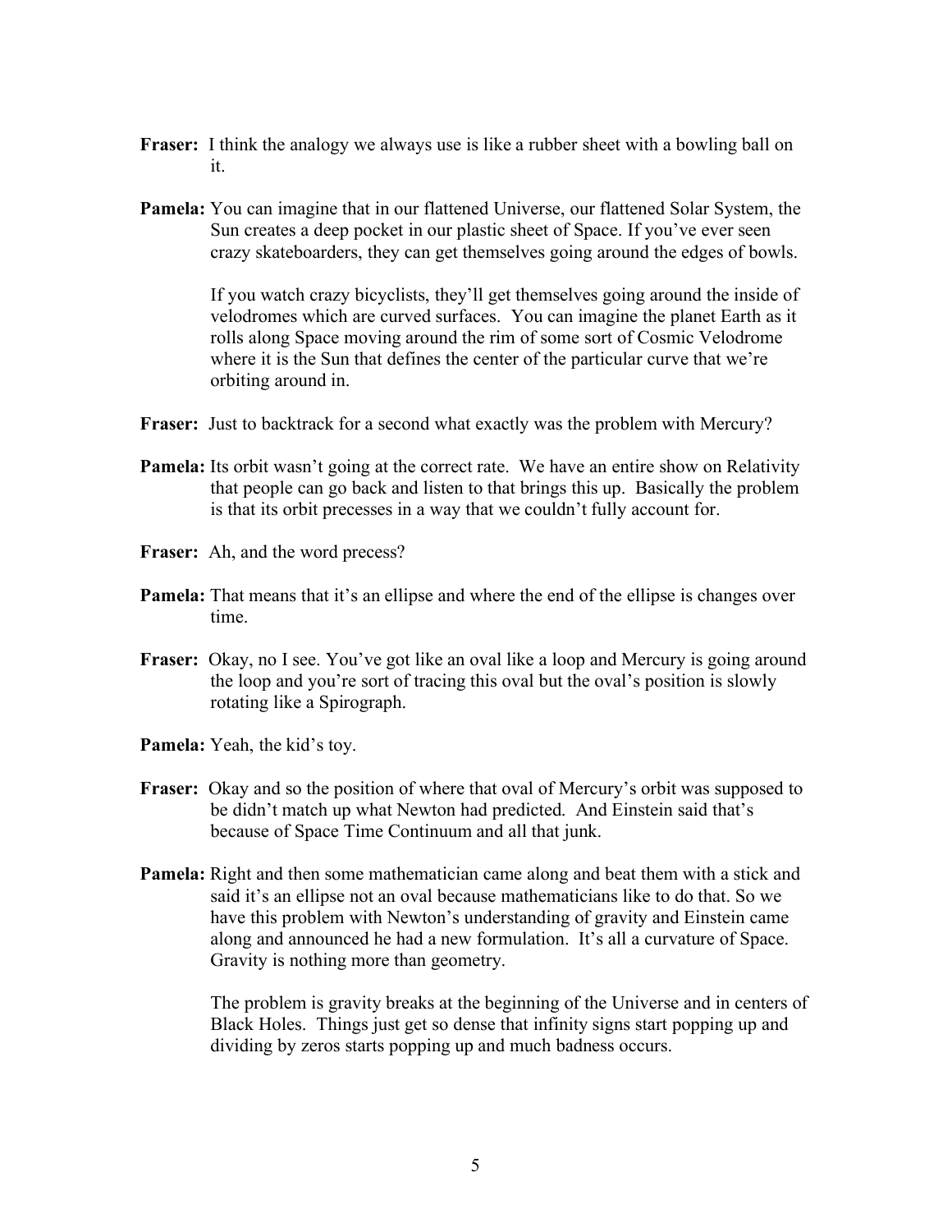**Fraser:** I think the analogy we always use is like a rubber sheet with a bowling ball on it.

**Pamela:** You can imagine that in our flattened Universe, our flattened Solar System, the Sun creates a deep pocket in our plastic sheet of Space. If you've ever seen crazy skateboarders, they can get themselves going around the edges of bowls.

If you watch crazy bicyclists, they'll get themselves going around the inside of velodromes which are curved surfaces. You can imagine the planet Earth as it rolls along Space moving around the rim of some sort of Cosmic Velodrome where it is the Sun that defines the center of the particular curve that we're orbiting around in.

**Fraser:** Just to backtrack for a second what exactly was the problem with Mercury?

**Pamela:** Its orbit wasn't going at the correct rate. We have an entire show on Relativity that people can go back and listen to that brings this up. Basically the problem is that its orbit precesses in a way that we couldn't fully account for.

**Fraser:** Ah, and the word precess?

**Pamela:** That means that it's an ellipse and where the end of the ellipse is changes over time.

**Fraser:** Okay, no I see. You've got like an oval like a loop and Mercury is going around the loop and you're sort of tracing this oval but the oval's position is slowly rotating like a Spirograph.

**Pamela:** Yeah, the kid's toy.

**Fraser:** Okay and so the position of where that oval of Mercury's orbit was supposed to be didn't match up what Newton had predicted. And Einstein said that's because of Space Time Continuum and all that junk.

**Pamela:** Right and then some mathematician came along and beat them with a stick and said it's an ellipse not an oval because mathematicians like to do that. So we have this problem with Newton's understanding of gravity and Einstein came along and announced he had a new formulation. It's all a curvature of Space. Gravity is nothing more than geometry.

The problem is gravity breaks at the beginning of the Universe and in centers of Black Holes. Things just get so dense that infinity signs start popping up and dividing by zeros starts popping up and much badness occurs.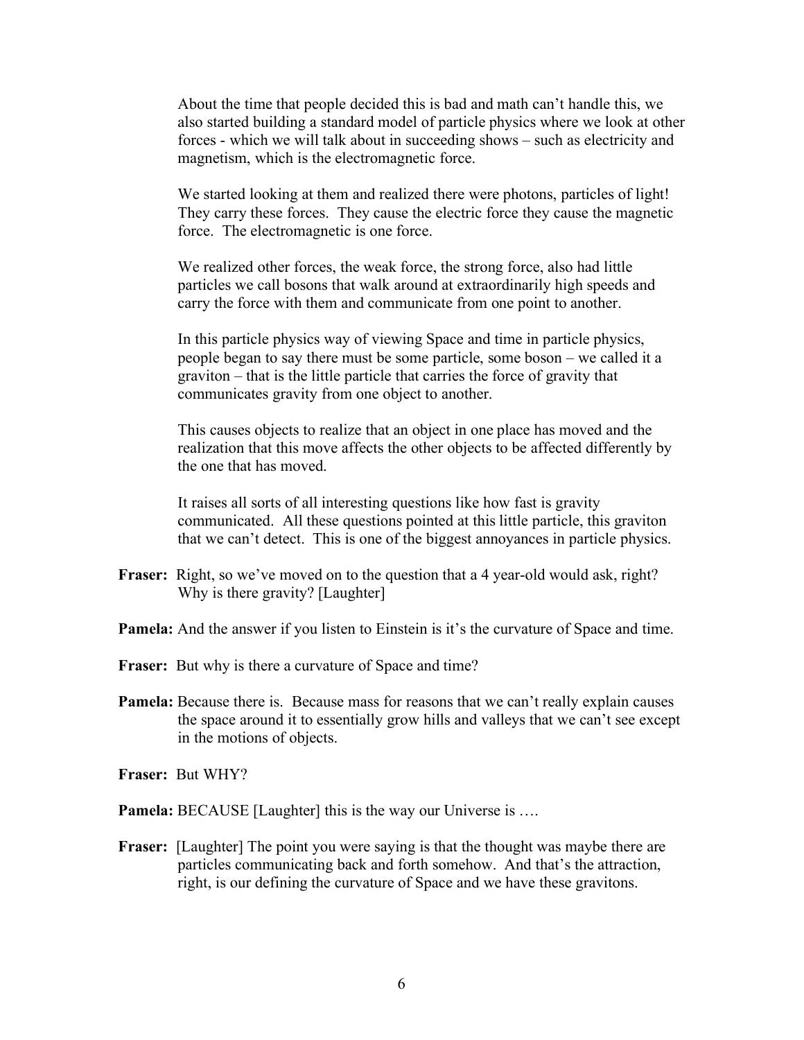About the time that people decided this is bad and math can't handle this, we also started building a standard model of particle physics where we look at other forces - which we will talk about in succeeding shows – such as electricity and magnetism, which is the electromagnetic force.

We started looking at them and realized there were photons, particles of light! They carry these forces. They cause the electric force they cause the magnetic force. The electromagnetic is one force.

We realized other forces, the weak force, the strong force, also had little particles we call bosons that walk around at extraordinarily high speeds and carry the force with them and communicate from one point to another.

In this particle physics way of viewing Space and time in particle physics, people began to say there must be some particle, some boson – we called it a graviton – that is the little particle that carries the force of gravity that communicates gravity from one object to another.

This causes objects to realize that an object in one place has moved and the realization that this move affects the other objects to be affected differently by the one that has moved.

It raises all sorts of all interesting questions like how fast is gravity communicated. All these questions pointed at this little particle, this graviton that we can't detect. This is one of the biggest annoyances in particle physics.

**Fraser:** Right, so we've moved on to the question that a 4 year-old would ask, right? Why is there gravity? [Laughter]

**Pamela:** And the answer if you listen to Einstein is it's the curvature of Space and time.

**Fraser:** But why is there a curvature of Space and time?

**Pamela:** Because there is. Because mass for reasons that we can't really explain causes the space around it to essentially grow hills and valleys that we can't see except in the motions of objects.

**Fraser:** But WHY?

**Pamela:** BECAUSE [Laughter] this is the way our Universe is ….

**Fraser:** [Laughter] The point you were saying is that the thought was maybe there are particles communicating back and forth somehow. And that's the attraction, right, is our defining the curvature of Space and we have these gravitons.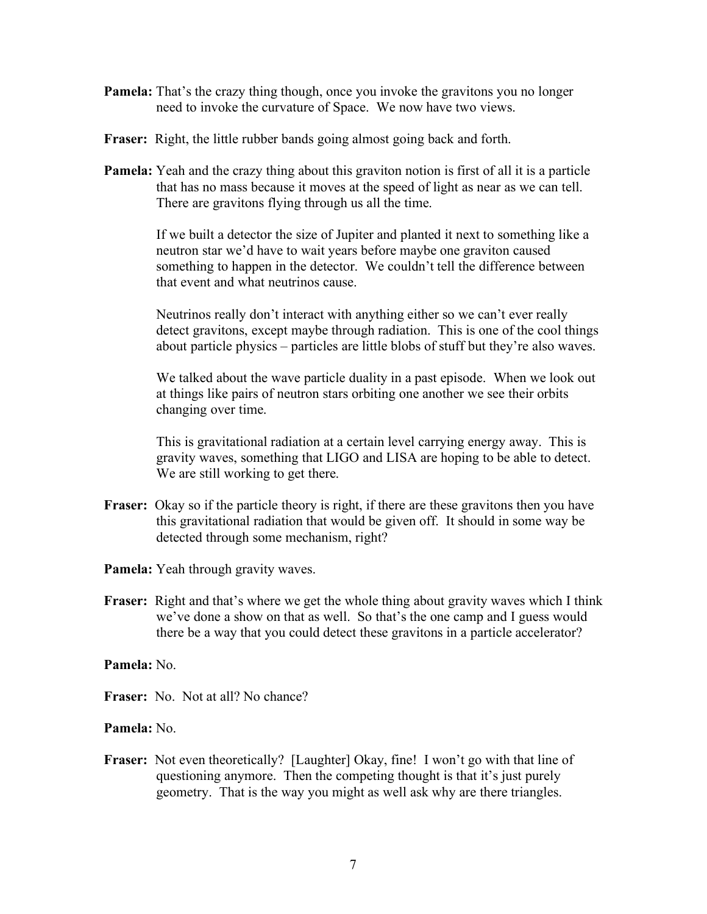**Pamela:** That's the crazy thing though, once you invoke the gravitons you no longer need to invoke the curvature of Space. We now have two views.

**Fraser:** Right, the little rubber bands going almost going back and forth.

**Pamela:** Yeah and the crazy thing about this graviton notion is first of all it is a particle that has no mass because it moves at the speed of light as near as we can tell. There are gravitons flying through us all the time.

If we built a detector the size of Jupiter and planted it next to something like a neutron star we'd have to wait years before maybe one graviton caused something to happen in the detector. We couldn't tell the difference between that event and what neutrinos cause.

Neutrinos really don't interact with anything either so we can't ever really detect gravitons, except maybe through radiation. This is one of the cool things about particle physics – particles are little blobs of stuff but they're also waves.

We talked about the wave particle duality in a past episode. When we look out at things like pairs of neutron stars orbiting one another we see their orbits changing over time.

This is gravitational radiation at a certain level carrying energy away. This is gravity waves, something that LIGO and LISA are hoping to be able to detect. We are still working to get there.

**Fraser:** Okay so if the particle theory is right, if there are these gravitons then you have this gravitational radiation that would be given off. It should in some way be detected through some mechanism, right?

**Pamela:** Yeah through gravity waves.

**Fraser:** Right and that's where we get the whole thing about gravity waves which I think we've done a show on that as well. So that's the one camp and I guess would there be a way that you could detect these gravitons in a particle accelerator?

**Pamela:** No.

**Fraser:** No. Not at all? No chance?

**Pamela:** No.

**Fraser:** Not even theoretically? [Laughter] Okay, fine! I won't go with that line of questioning anymore. Then the competing thought is that it's just purely geometry. That is the way you might as well ask why are there triangles.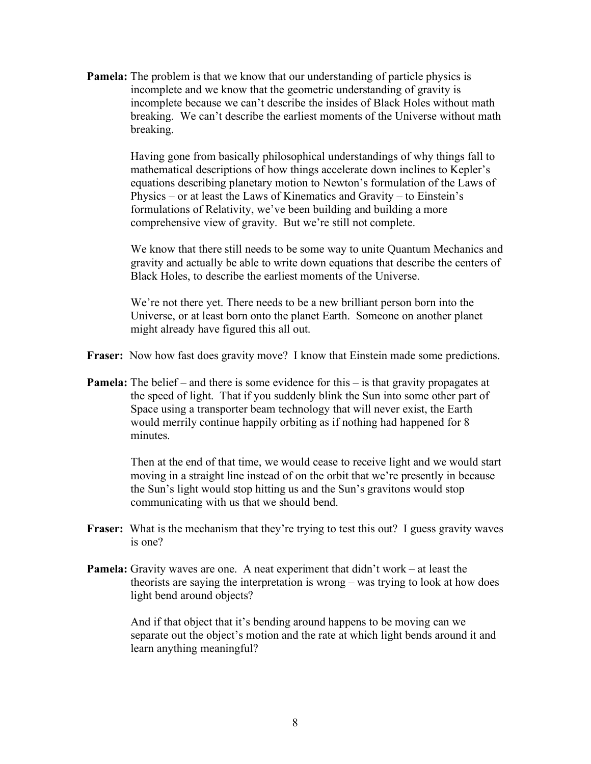**Pamela:** The problem is that we know that our understanding of particle physics is incomplete and we know that the geometric understanding of gravity is incomplete because we can't describe the insides of Black Holes without math breaking. We can't describe the earliest moments of the Universe without math breaking.

Having gone from basically philosophical understandings of why things fall to mathematical descriptions of how things accelerate down inclines to Kepler's equations describing planetary motion to Newton's formulation of the Laws of Physics – or at least the Laws of Kinematics and Gravity – to Einstein's formulations of Relativity, we've been building and building a more comprehensive view of gravity. But we're still not complete.

We know that there still needs to be some way to unite Quantum Mechanics and gravity and actually be able to write down equations that describe the centers of Black Holes, to describe the earliest moments of the Universe.

We're not there yet. There needs to be a new brilliant person born into the Universe, or at least born onto the planet Earth. Someone on another planet might already have figured this all out.

**Fraser:** Now how fast does gravity move? I know that Einstein made some predictions.

**Pamela:** The belief – and there is some evidence for this – is that gravity propagates at the speed of light. That if you suddenly blink the Sun into some other part of Space using a transporter beam technology that will never exist, the Earth would merrily continue happily orbiting as if nothing had happened for 8 minutes.

Then at the end of that time, we would cease to receive light and we would start moving in a straight line instead of on the orbit that we're presently in because the Sun's light would stop hitting us and the Sun's gravitons would stop communicating with us that we should bend.

**Fraser:** What is the mechanism that they're trying to test this out? I guess gravity waves is one?

**Pamela:** Gravity waves are one. A neat experiment that didn't work – at least the theorists are saying the interpretation is wrong – was trying to look at how does light bend around objects?

And if that object that it's bending around happens to be moving can we separate out the object's motion and the rate at which light bends around it and learn anything meaningful?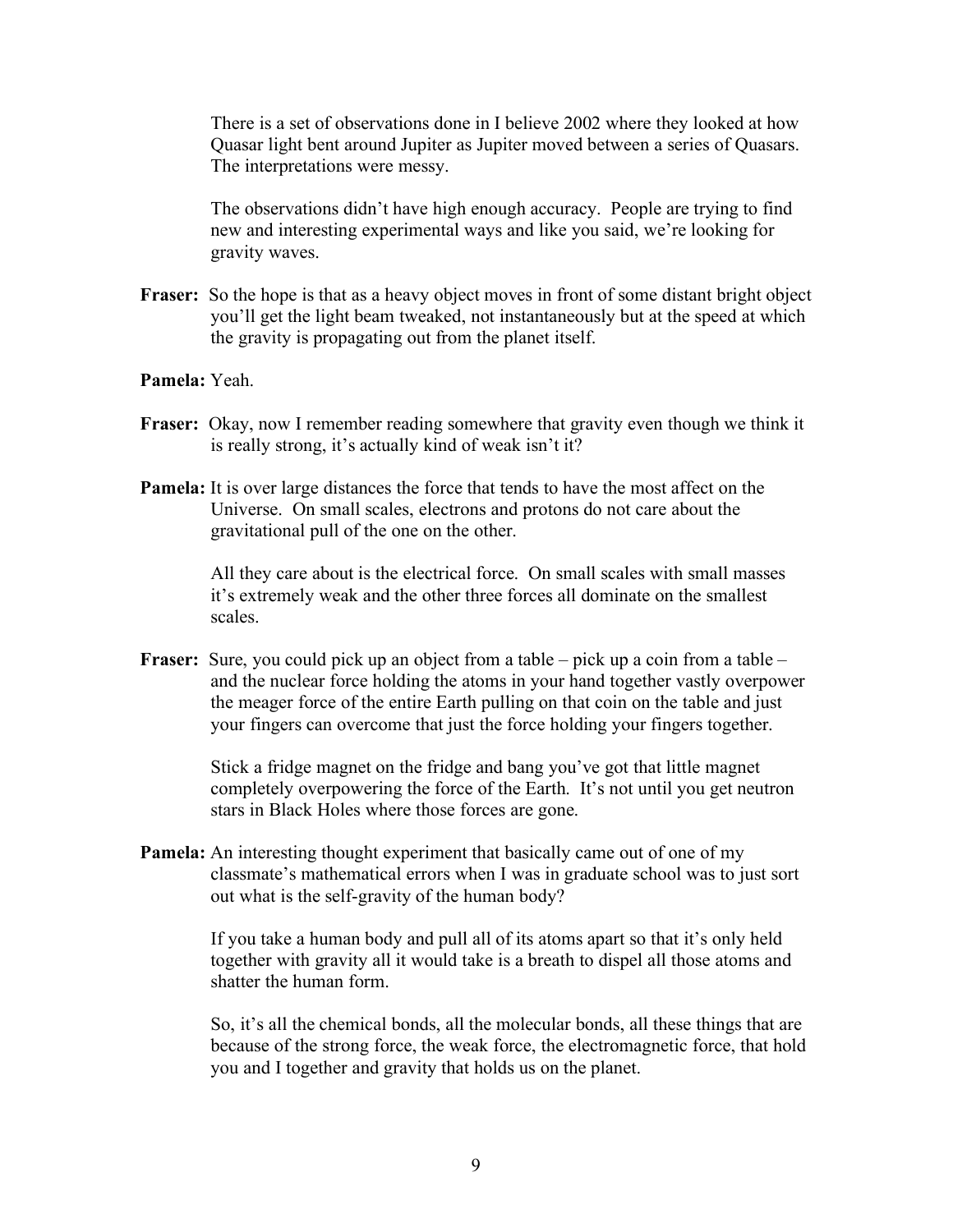There is a set of observations done in I believe 2002 where they looked at how Quasar light bent around Jupiter as Jupiter moved between a series of Quasars. The interpretations were messy.

The observations didn't have high enough accuracy. People are trying to find new and interesting experimental ways and like you said, we're looking for gravity waves.

**Fraser:** So the hope is that as a heavy object moves in front of some distant bright object you'll get the light beam tweaked, not instantaneously but at the speed at which the gravity is propagating out from the planet itself.

**Pamela:** Yeah.

**Fraser:** Okay, now I remember reading somewhere that gravity even though we think it is really strong, it's actually kind of weak isn't it?

**Pamela:** It is over large distances the force that tends to have the most affect on the Universe. On small scales, electrons and protons do not care about the gravitational pull of the one on the other.

All they care about is the electrical force. On small scales with small masses it's extremely weak and the other three forces all dominate on the smallest scales.

**Fraser:** Sure, you could pick up an object from a table – pick up a coin from a table – and the nuclear force holding the atoms in your hand together vastly overpower the meager force of the entire Earth pulling on that coin on the table and just your fingers can overcome that just the force holding your fingers together.

Stick a fridge magnet on the fridge and bang you've got that little magnet completely overpowering the force of the Earth. It's not until you get neutron stars in Black Holes where those forces are gone.

**Pamela:** An interesting thought experiment that basically came out of one of my classmate's mathematical errors when I was in graduate school was to just sort out what is the self-gravity of the human body?

If you take a human body and pull all of its atoms apart so that it's only held together with gravity all it would take is a breath to dispel all those atoms and shatter the human form.

So, it's all the chemical bonds, all the molecular bonds, all these things that are because of the strong force, the weak force, the electromagnetic force, that hold you and I together and gravity that holds us on the planet.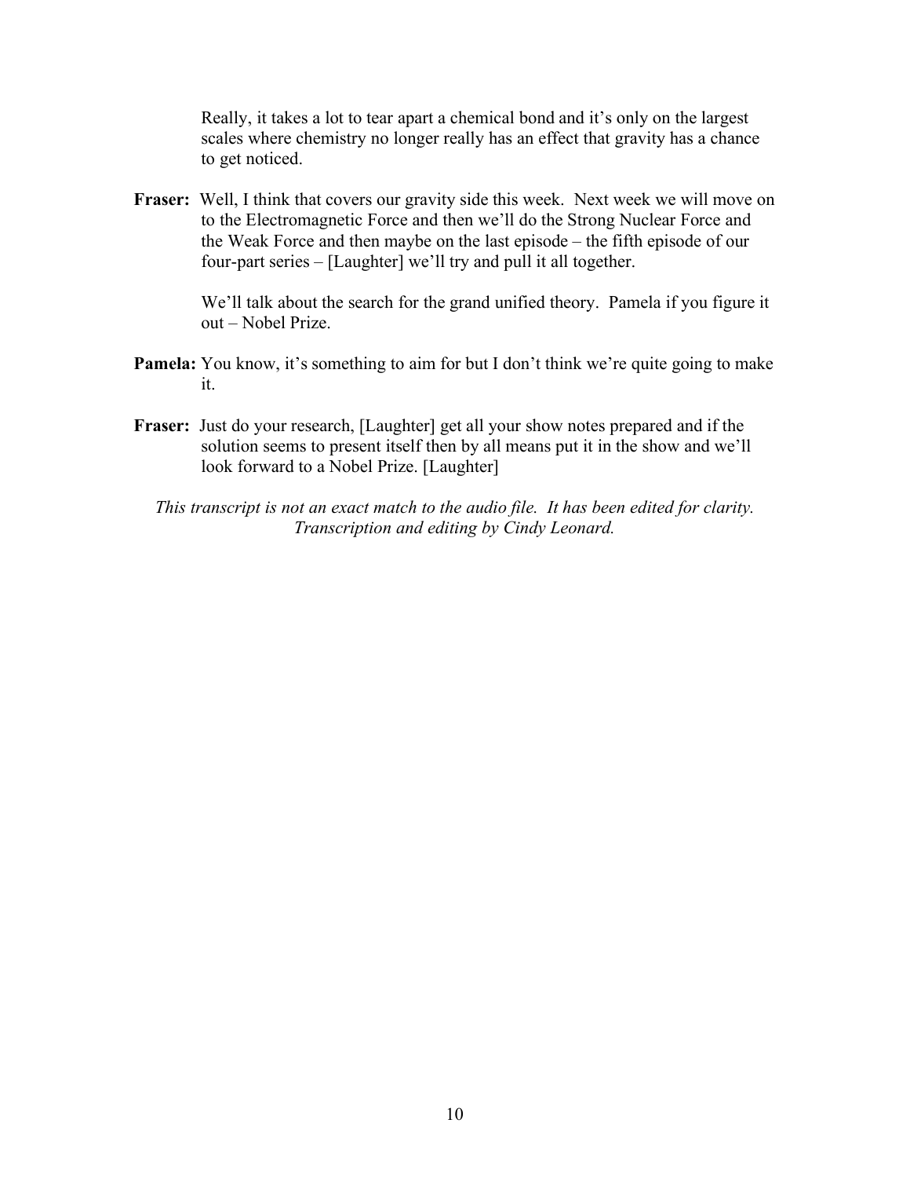Really, it takes a lot to tear apart a chemical bond and it's only on the largest scales where chemistry no longer really has an effect that gravity has a chance to get noticed.

**Fraser:** Well, I think that covers our gravity side this week. Next week we will move on to the Electromagnetic Force and then we'll do the Strong Nuclear Force and the Weak Force and then maybe on the last episode – the fifth episode of our four-part series – [Laughter] we'll try and pull it all together.

We'll talk about the search for the grand unified theory. Pamela if you figure it out – Nobel Prize.

**Pamela:** You know, it's something to aim for but I don't think we're quite going to make it.

**Fraser:** Just do your research, [Laughter] get all your show notes prepared and if the solution seems to present itself then by all means put it in the show and we'll look forward to a Nobel Prize. [Laughter]

*This transcript is not an exact match to the audio file. It has been edited for clarity. Transcription and editing by Cindy Leonard.*